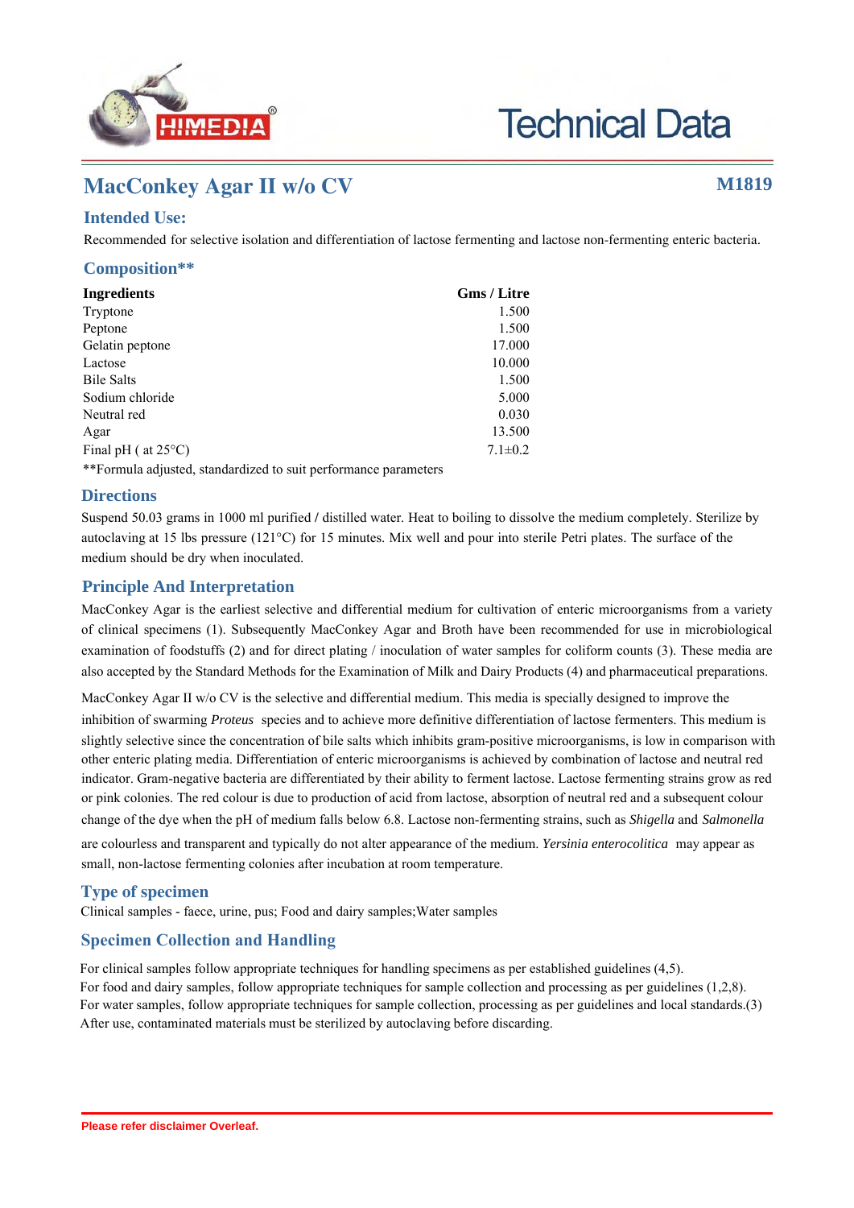# MacConkey Agar II w/o CV

**M1819**

## Intended Use:

Recommended for selective isolation and differentiation of lactose fermenting and lactose non-fermenting enteric bacteria.

## Composition**

| Ingredients | Gms / Litre |
|---|---|
| Tryptone | 1.500 |
| Peptone | 1.500 |
| Gelatin peptone | 17.000 |
| Lactose | 10.000 |
| Bile Salts | 1.500 |
| Sodium chloride | 5.000 |
| Neutral red | 0.030 |
| Agar | 13.500 |
| Final pH ( at 25°C) | 7.1±0.2 |

**Formula adjusted, standardized to suit performance parameters

## Directions

Suspend 50.03 grams in 1000 ml purified / distilled water. Heat to boiling to dissolve the medium completely. Sterilize by autoclaving at 15 lbs pressure (121°C) for 15 minutes. Mix well and pour into sterile Petri plates. The surface of the medium should be dry when inoculated.

## Principle And Interpretation

MacConkey Agar is the earliest selective and differential medium for cultivation of enteric microorganisms from a variety of clinical specimens (1). Subsequently MacConkey Agar and Broth have been recommended for use in microbiological examination of foodstuffs (2) and for direct plating / inoculation of water samples for coliform counts (3). These media are also accepted by the Standard Methods for the Examination of Milk and Dairy Products (4) and pharmaceutical preparations.

MacConkey Agar II w/o CV is the selective and differential medium. This media is specially designed to improve the inhibition of swarming *Proteus* species and to achieve more definitive differentiation of lactose fermenters. This medium is slightly selective since the concentration of bile salts which inhibits gram-positive microorganisms, is low in comparison with other enteric plating media. Differentiation of enteric microorganisms is achieved by combination of lactose and neutral red indicator. Gram-negative bacteria are differentiated by their ability to ferment lactose. Lactose fermenting strains grow as red or pink colonies. The red colour is due to production of acid from lactose, absorption of neutral red and a subsequent colour change of the dye when the pH of medium falls below 6.8. Lactose non-fermenting strains, such as *Shigella* and *Salmonella* are colourless and transparent and typically do not alter appearance of the medium. *Yersinia enterocolitica* may appear as small, non-lactose fermenting colonies after incubation at room temperature.

## Type of specimen

Clinical samples - faece, urine, pus; Food and dairy samples;Water samples

## Specimen Collection and Handling

For clinical samples follow appropriate techniques for handling specimens as per established guidelines (4,5).
For food and dairy samples, follow appropriate techniques for sample collection and processing as per guidelines (1,2,8).
For water samples, follow appropriate techniques for sample collection, processing as per guidelines and local standards.(3)
After use, contaminated materials must be sterilized by autoclaving before discarding.

Please refer disclaimer Overleaf.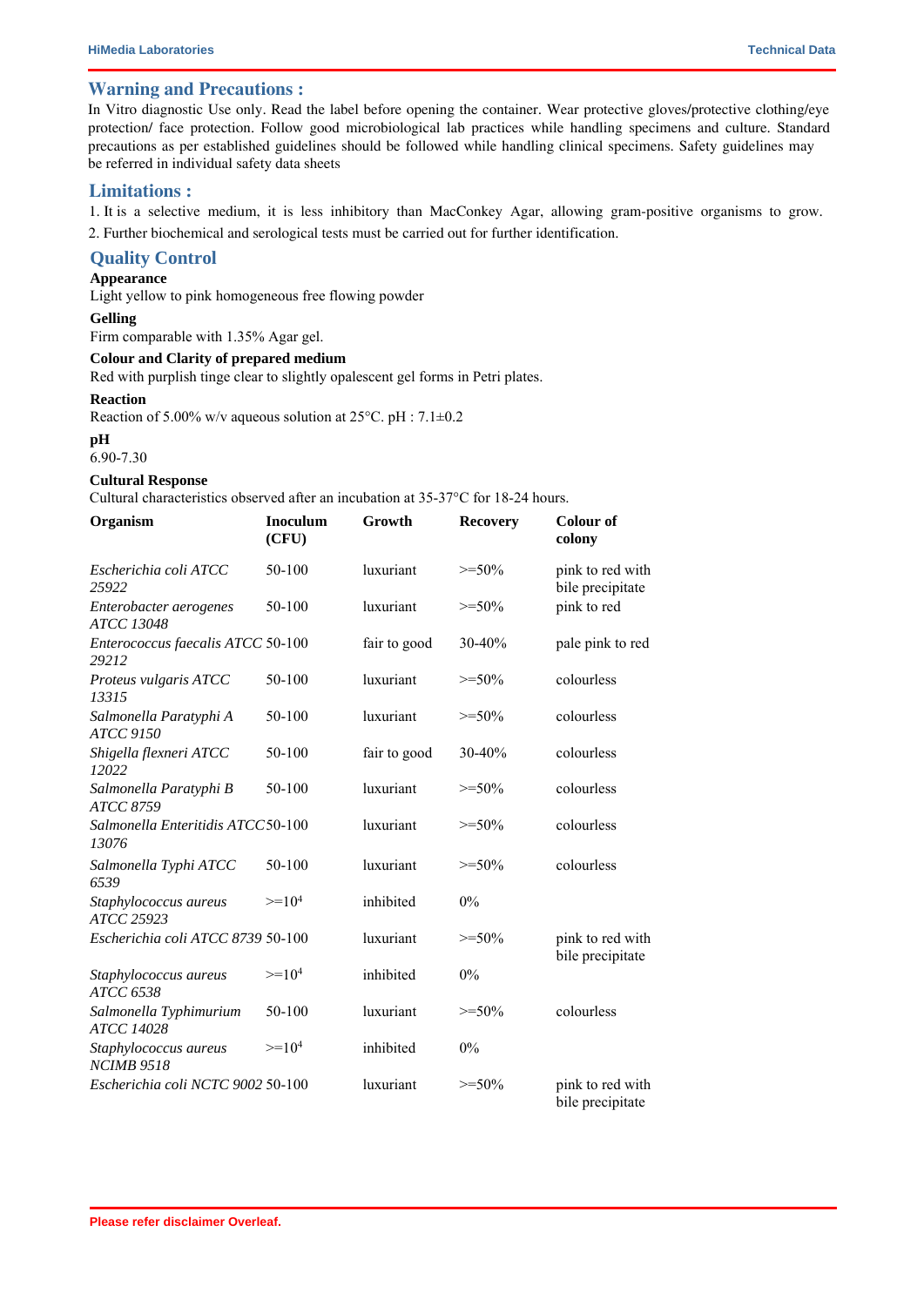## Warning and Precautions :

In Vitro diagnostic Use only. Read the label before opening the container. Wear protective gloves/protective clothing/eye protection/ face protection. Follow good microbiological lab practices while handling specimens and culture. Standard precautions as per established guidelines should be followed while handling clinical specimens. Safety guidelines may be referred in individual safety data sheets

## Limitations :

1. It is a selective medium, it is less inhibitory than MacConkey Agar, allowing gram-positive organisms to grow.
2. Further biochemical and serological tests must be carried out for further identification.

## Quality Control

**Appearance**

Light yellow to pink homogeneous free flowing powder

**Gelling**

Firm comparable with 1.35% Agar gel.

**Colour and Clarity of prepared medium**

Red with purplish tinge clear to slightly opalescent gel forms in Petri plates.

**Reaction**

Reaction of 5.00% w/v aqueous solution at 25°C. pH : 7.1±0.2

**pH**

6.90-7.30

**Cultural Response**

Cultural characteristics observed after an incubation at 35-37°C for 18-24 hours.

| Organism | Inoculum (CFU) | Growth | Recovery | Colour of colony |
|---|---|---|---|---|
| *Escherichia coli ATCC 25922* | 50-100 | luxuriant | >=50% | pink to red with bile precipitate |
| *Enterobacter aerogenes ATCC 13048* | 50-100 | luxuriant | >=50% | pink to red |
| *Enterococcus faecalis ATCC 29212* | 50-100 | fair to good | 30-40% | pale pink to red |
| *Proteus vulgaris ATCC 13315* | 50-100 | luxuriant | >=50% | colourless |
| *Salmonella Paratyphi A ATCC 9150* | 50-100 | luxuriant | >=50% | colourless |
| *Shigella flexneri ATCC 12022* | 50-100 | fair to good | 30-40% | colourless |
| *Salmonella Paratyphi B ATCC 8759* | 50-100 | luxuriant | >=50% | colourless |
| *Salmonella Enteritidis ATCC 13076* | 50-100 | luxuriant | >=50% | colourless |
| *Salmonella Typhi ATCC 6539* | 50-100 | luxuriant | >=50% | colourless |
| *Staphylococcus aureus ATCC 25923* | $>=10^4$ | inhibited | 0% | |
| *Escherichia coli ATCC 8739* | 50-100 | luxuriant | >=50% | pink to red with bile precipitate |
| *Staphylococcus aureus ATCC 6538* | $>=10^4$ | inhibited | 0% | |
| *Salmonella Typhimurium ATCC 14028* | 50-100 | luxuriant | >=50% | colourless |
| *Staphylococcus aureus NCIMB 9518* | $>=10^4$ | inhibited | 0% | |
| *Escherichia coli NCTC 9002* | 50-100 | luxuriant | >=50% | pink to red with bile precipitate |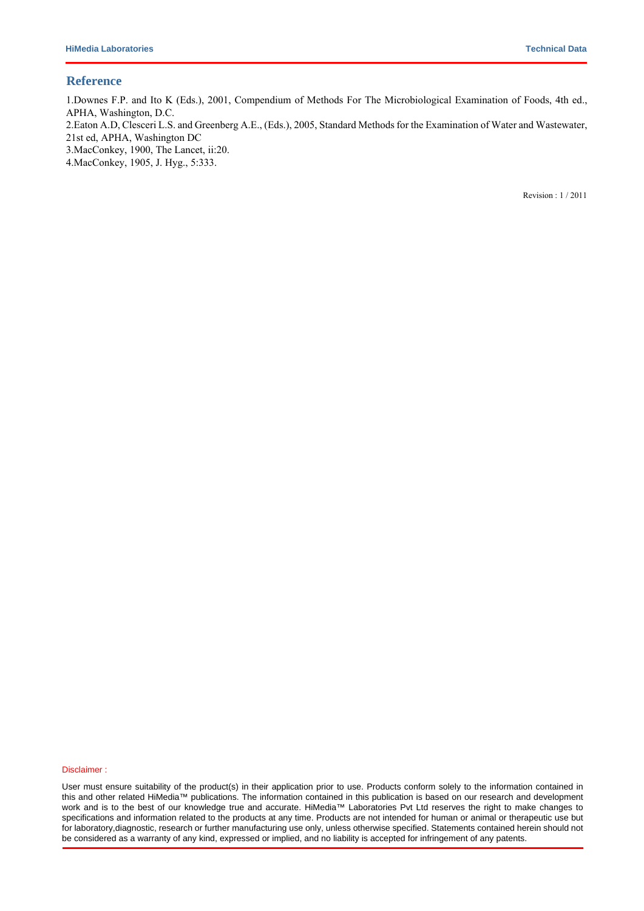## Reference

1.Downes F.P. and Ito K (Eds.), 2001, Compendium of Methods For The Microbiological Examination of Foods, 4th ed., APHA, Washington, D.C.

2.Eaton A.D, Clesceri L.S. and Greenberg A.E., (Eds.), 2005, Standard Methods for the Examination of Water and Wastewater, 21st ed, APHA, Washington DC

3.MacConkey, 1900, The Lancet, ii:20.

4.MacConkey, 1905, J. Hyg., 5:333.

Revision : 1 / 2011

Disclaimer :

User must ensure suitability of the product(s) in their application prior to use. Products conform solely to the information contained in this and other related HiMedia™ publications. The information contained in this publication is based on our research and development work and is to the best of our knowledge true and accurate. HiMedia™ Laboratories Pvt Ltd reserves the right to make changes to specifications and information related to the products at any time. Products are not intended for human or animal or therapeutic use but for laboratory,diagnostic, research or further manufacturing use only, unless otherwise specified. Statements contained herein should not be considered as a warranty of any kind, expressed or implied, and no liability is accepted for infringement of any patents.